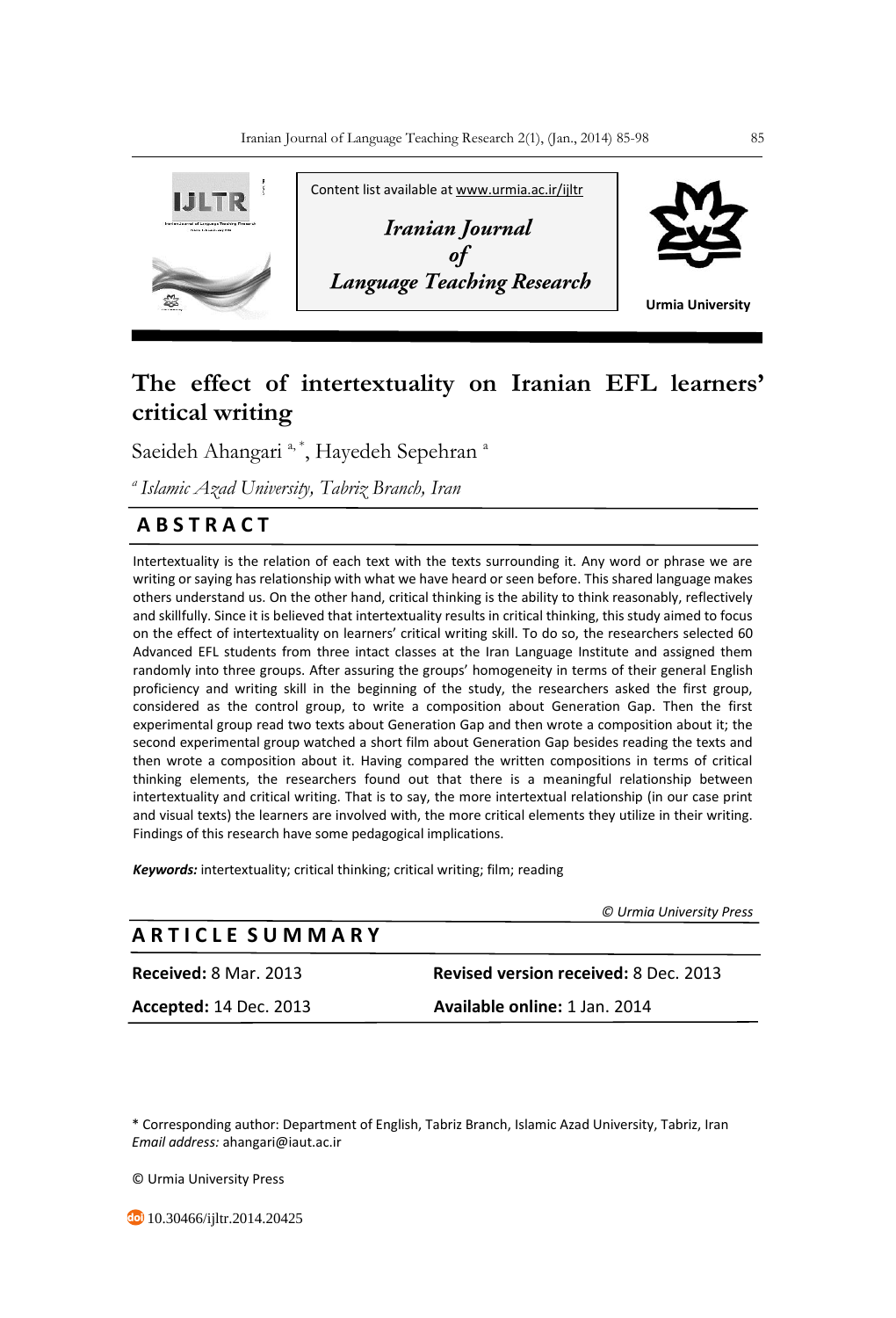Content list available at www.urmia.ac.ir/ijltr

*Iranian Journal of Language Teaching Research*

Urmia University

# The effect of intertextuality on Iranian EFL learners' critical writing

Saeideh Ahangari [a, *], Hayedeh Sepehran [a]

[a] *Islamic Azad University, Tabriz Branch, Iran*

## ABSTRACT

Intertextuality is the relation of each text with the texts surrounding it. Any word or phrase we are writing or saying has relationship with what we have heard or seen before. This shared language makes others understand us. On the other hand, critical thinking is the ability to think reasonably, reflectively and skillfully. Since it is believed that intertextuality results in critical thinking, this study aimed to focus on the effect of intertextuality on learners' critical writing skill. To do so, the researchers selected 60 Advanced EFL students from three intact classes at the Iran Language Institute and assigned them randomly into three groups. After assuring the groups' homogeneity in terms of their general English proficiency and writing skill in the beginning of the study, the researchers asked the first group, considered as the control group, to write a composition about Generation Gap. Then the first experimental group read two texts about Generation Gap and then wrote a composition about it; the second experimental group watched a short film about Generation Gap besides reading the texts and then wrote a composition about it. Having compared the written compositions in terms of critical thinking elements, the researchers found out that there is a meaningful relationship between intertextuality and critical writing. That is to say, the more intertextual relationship (in our case print and visual texts) the learners are involved with, the more critical elements they utilize in their writing. Findings of this research have some pedagogical implications.

***Keywords:*** intertextuality; critical thinking; critical writing; film; reading

*© Urmia University Press*

## ARTICLE SUMMARY

| | |
|---|---|
| **Received:** 8 Mar. 2013 | **Revised version received:** 8 Dec. 2013 |
| **Accepted:** 14 Dec. 2013 | **Available online:** 1 Jan. 2014 |

\* Corresponding author: Department of English, Tabriz Branch, Islamic Azad University, Tabriz, Iran
*Email address:* ahangari@iaut.ac.ir

© Urmia University Press

10.30466/ijltr.2014.20425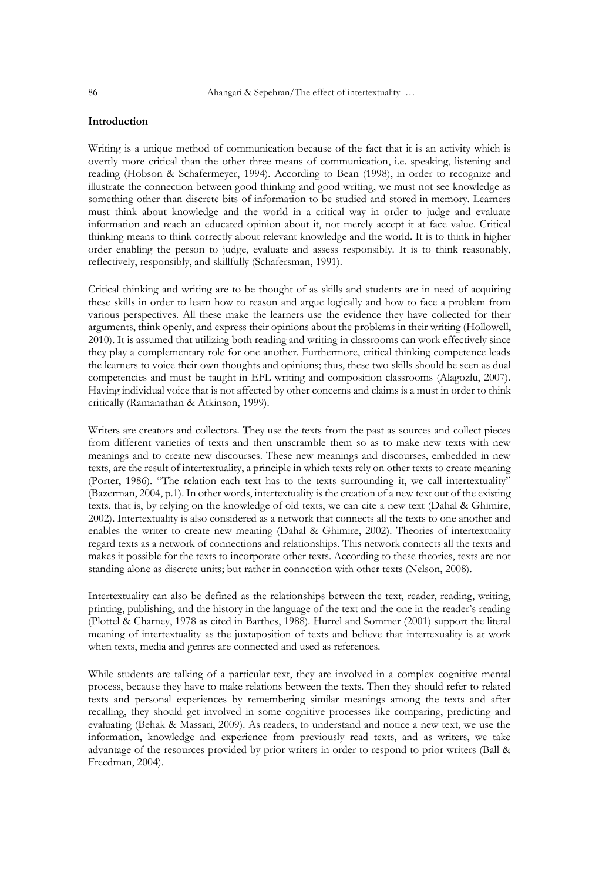## Introduction

Writing is a unique method of communication because of the fact that it is an activity which is overtly more critical than the other three means of communication, i.e. speaking, listening and reading (Hobson & Schafermeyer, 1994). According to Bean (1998), in order to recognize and illustrate the connection between good thinking and good writing, we must not see knowledge as something other than discrete bits of information to be studied and stored in memory. Learners must think about knowledge and the world in a critical way in order to judge and evaluate information and reach an educated opinion about it, not merely accept it at face value. Critical thinking means to think correctly about relevant knowledge and the world. It is to think in higher order enabling the person to judge, evaluate and assess responsibly. It is to think reasonably, reflectively, responsibly, and skillfully (Schafersman, 1991).

Critical thinking and writing are to be thought of as skills and students are in need of acquiring these skills in order to learn how to reason and argue logically and how to face a problem from various perspectives. All these make the learners use the evidence they have collected for their arguments, think openly, and express their opinions about the problems in their writing (Hollowell, 2010). It is assumed that utilizing both reading and writing in classrooms can work effectively since they play a complementary role for one another. Furthermore, critical thinking competence leads the learners to voice their own thoughts and opinions; thus, these two skills should be seen as dual competencies and must be taught in EFL writing and composition classrooms (Alagozlu, 2007). Having individual voice that is not affected by other concerns and claims is a must in order to think critically (Ramanathan & Atkinson, 1999).

Writers are creators and collectors. They use the texts from the past as sources and collect pieces from different varieties of texts and then unscramble them so as to make new texts with new meanings and to create new discourses. These new meanings and discourses, embedded in new texts, are the result of intertextuality, a principle in which texts rely on other texts to create meaning (Porter, 1986). "The relation each text has to the texts surrounding it, we call intertextuality" (Bazerman, 2004, p.1). In other words, intertextuality is the creation of a new text out of the existing texts, that is, by relying on the knowledge of old texts, we can cite a new text (Dahal & Ghimire, 2002). Intertextuality is also considered as a network that connects all the texts to one another and enables the writer to create new meaning (Dahal & Ghimire, 2002). Theories of intertextuality regard texts as a network of connections and relationships. This network connects all the texts and makes it possible for the texts to incorporate other texts. According to these theories, texts are not standing alone as discrete units; but rather in connection with other texts (Nelson, 2008).

Intertextuality can also be defined as the relationships between the text, reader, reading, writing, printing, publishing, and the history in the language of the text and the one in the reader's reading (Plottel & Charney, 1978 as cited in Barthes, 1988). Hurrel and Sommer (2001) support the literal meaning of intertextuality as the juxtaposition of texts and believe that intertexuality is at work when texts, media and genres are connected and used as references.

While students are talking of a particular text, they are involved in a complex cognitive mental process, because they have to make relations between the texts. Then they should refer to related texts and personal experiences by remembering similar meanings among the texts and after recalling, they should get involved in some cognitive processes like comparing, predicting and evaluating (Behak & Massari, 2009). As readers, to understand and notice a new text, we use the information, knowledge and experience from previously read texts, and as writers, we take advantage of the resources provided by prior writers in order to respond to prior writers (Ball & Freedman, 2004).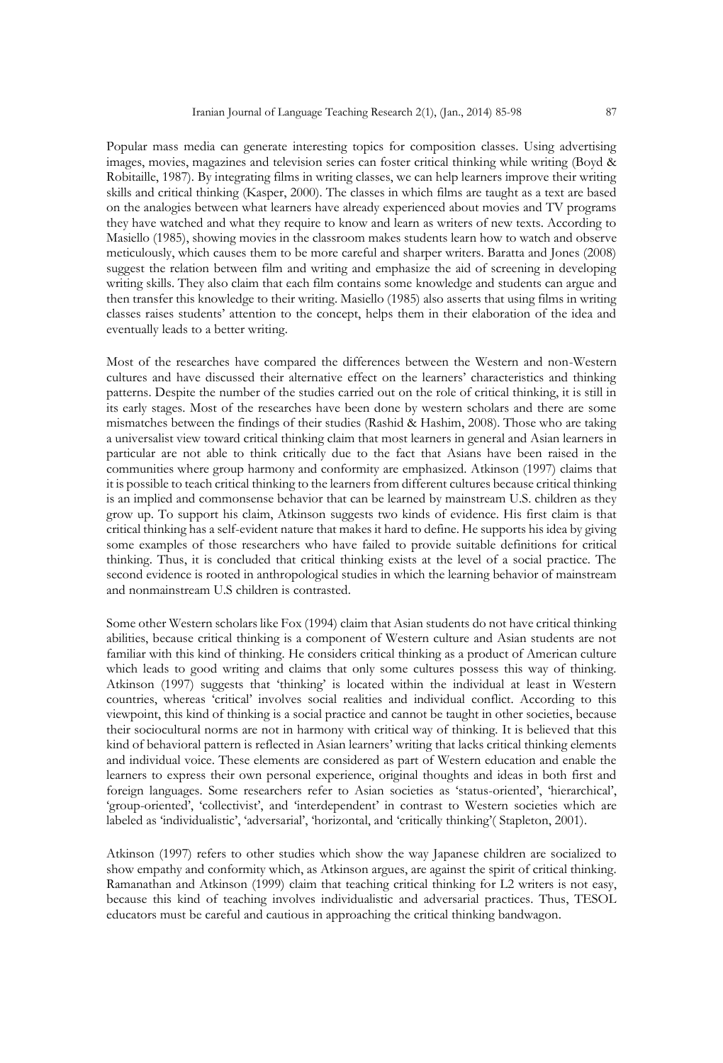Popular mass media can generate interesting topics for composition classes. Using advertising images, movies, magazines and television series can foster critical thinking while writing (Boyd & Robitaille, 1987). By integrating films in writing classes, we can help learners improve their writing skills and critical thinking (Kasper, 2000). The classes in which films are taught as a text are based on the analogies between what learners have already experienced about movies and TV programs they have watched and what they require to know and learn as writers of new texts. According to Masiello (1985), showing movies in the classroom makes students learn how to watch and observe meticulously, which causes them to be more careful and sharper writers. Baratta and Jones (2008) suggest the relation between film and writing and emphasize the aid of screening in developing writing skills. They also claim that each film contains some knowledge and students can argue and then transfer this knowledge to their writing. Masiello (1985) also asserts that using films in writing classes raises students' attention to the concept, helps them in their elaboration of the idea and eventually leads to a better writing.

Most of the researches have compared the differences between the Western and non-Western cultures and have discussed their alternative effect on the learners' characteristics and thinking patterns. Despite the number of the studies carried out on the role of critical thinking, it is still in its early stages. Most of the researches have been done by western scholars and there are some mismatches between the findings of their studies (Rashid & Hashim, 2008). Those who are taking a universalist view toward critical thinking claim that most learners in general and Asian learners in particular are not able to think critically due to the fact that Asians have been raised in the communities where group harmony and conformity are emphasized. Atkinson (1997) claims that it is possible to teach critical thinking to the learners from different cultures because critical thinking is an implied and commonsense behavior that can be learned by mainstream U.S. children as they grow up. To support his claim, Atkinson suggests two kinds of evidence. His first claim is that critical thinking has a self-evident nature that makes it hard to define. He supports his idea by giving some examples of those researchers who have failed to provide suitable definitions for critical thinking. Thus, it is concluded that critical thinking exists at the level of a social practice. The second evidence is rooted in anthropological studies in which the learning behavior of mainstream and nonmainstream U.S children is contrasted.

Some other Western scholars like Fox (1994) claim that Asian students do not have critical thinking abilities, because critical thinking is a component of Western culture and Asian students are not familiar with this kind of thinking. He considers critical thinking as a product of American culture which leads to good writing and claims that only some cultures possess this way of thinking. Atkinson (1997) suggests that 'thinking' is located within the individual at least in Western countries, whereas 'critical' involves social realities and individual conflict. According to this viewpoint, this kind of thinking is a social practice and cannot be taught in other societies, because their sociocultural norms are not in harmony with critical way of thinking. It is believed that this kind of behavioral pattern is reflected in Asian learners' writing that lacks critical thinking elements and individual voice. These elements are considered as part of Western education and enable the learners to express their own personal experience, original thoughts and ideas in both first and foreign languages. Some researchers refer to Asian societies as 'status-oriented', 'hierarchical', 'group-oriented', 'collectivist', and 'interdependent' in contrast to Western societies which are labeled as 'individualistic', 'adversarial', 'horizontal, and 'critically thinking'( Stapleton, 2001).

Atkinson (1997) refers to other studies which show the way Japanese children are socialized to show empathy and conformity which, as Atkinson argues, are against the spirit of critical thinking. Ramanathan and Atkinson (1999) claim that teaching critical thinking for L2 writers is not easy, because this kind of teaching involves individualistic and adversarial practices. Thus, TESOL educators must be careful and cautious in approaching the critical thinking bandwagon.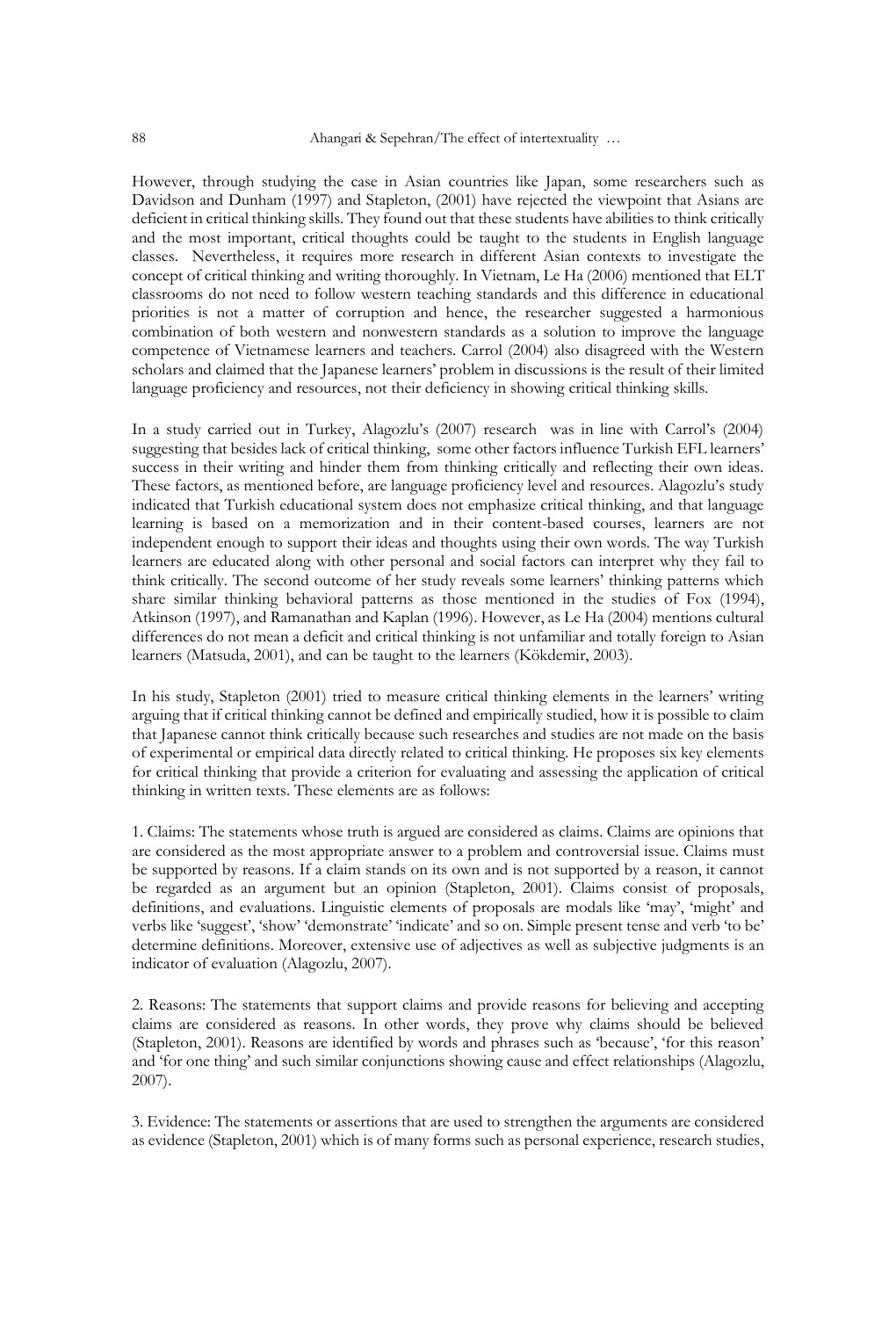However, through studying the case in Asian countries like Japan, some researchers such as Davidson and Dunham (1997) and Stapleton, (2001) have rejected the viewpoint that Asians are deficient in critical thinking skills. They found out that these students have abilities to think critically and the most important, critical thoughts could be taught to the students in English language classes. Nevertheless, it requires more research in different Asian contexts to investigate the concept of critical thinking and writing thoroughly. In Vietnam, Le Ha (2006) mentioned that ELT classrooms do not need to follow western teaching standards and this difference in educational priorities is not a matter of corruption and hence, the researcher suggested a harmonious combination of both western and nonwestern standards as a solution to improve the language competence of Vietnamese learners and teachers. Carrol (2004) also disagreed with the Western scholars and claimed that the Japanese learners' problem in discussions is the result of their limited language proficiency and resources, not their deficiency in showing critical thinking skills.

In a study carried out in Turkey, Alagozlu's (2007) research was in line with Carrol's (2004) suggesting that besides lack of critical thinking, some other factors influence Turkish EFL learners' success in their writing and hinder them from thinking critically and reflecting their own ideas. These factors, as mentioned before, are language proficiency level and resources. Alagozlu's study indicated that Turkish educational system does not emphasize critical thinking, and that language learning is based on a memorization and in their content-based courses, learners are not independent enough to support their ideas and thoughts using their own words. The way Turkish learners are educated along with other personal and social factors can interpret why they fail to think critically. The second outcome of her study reveals some learners' thinking patterns which share similar thinking behavioral patterns as those mentioned in the studies of Fox (1994), Atkinson (1997), and Ramanathan and Kaplan (1996). However, as Le Ha (2004) mentions cultural differences do not mean a deficit and critical thinking is not unfamiliar and totally foreign to Asian learners (Matsuda, 2001), and can be taught to the learners (Kökdemir, 2003).

In his study, Stapleton (2001) tried to measure critical thinking elements in the learners' writing arguing that if critical thinking cannot be defined and empirically studied, how it is possible to claim that Japanese cannot think critically because such researches and studies are not made on the basis of experimental or empirical data directly related to critical thinking. He proposes six key elements for critical thinking that provide a criterion for evaluating and assessing the application of critical thinking in written texts. These elements are as follows:

1. Claims: The statements whose truth is argued are considered as claims. Claims are opinions that are considered as the most appropriate answer to a problem and controversial issue. Claims must be supported by reasons. If a claim stands on its own and is not supported by a reason, it cannot be regarded as an argument but an opinion (Stapleton, 2001). Claims consist of proposals, definitions, and evaluations. Linguistic elements of proposals are modals like 'may', 'might' and verbs like 'suggest', 'show' 'demonstrate' 'indicate' and so on. Simple present tense and verb 'to be' determine definitions. Moreover, extensive use of adjectives as well as subjective judgments is an indicator of evaluation (Alagozlu, 2007).

2. Reasons: The statements that support claims and provide reasons for believing and accepting claims are considered as reasons. In other words, they prove why claims should be believed (Stapleton, 2001). Reasons are identified by words and phrases such as 'because', 'for this reason' and 'for one thing' and such similar conjunctions showing cause and effect relationships (Alagozlu, 2007).

3. Evidence: The statements or assertions that are used to strengthen the arguments are considered as evidence (Stapleton, 2001) which is of many forms such as personal experience, research studies,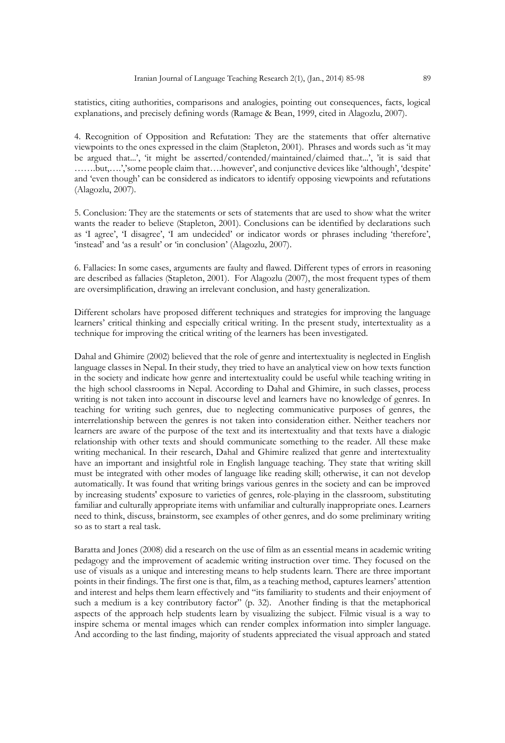statistics, citing authorities, comparisons and analogies, pointing out consequences, facts, logical explanations, and precisely defining words (Ramage & Bean, 1999, cited in Alagozlu, 2007).

4. Recognition of Opposition and Refutation: They are the statements that offer alternative viewpoints to the ones expressed in the claim (Stapleton, 2001). Phrases and words such as 'it may be argued that...', 'it might be asserted/contended/maintained/claimed that...', 'it is said that …….but,….','some people claim that….however', and conjunctive devices like 'although', 'despite' and 'even though' can be considered as indicators to identify opposing viewpoints and refutations (Alagozlu, 2007).

5. Conclusion: They are the statements or sets of statements that are used to show what the writer wants the reader to believe (Stapleton, 2001). Conclusions can be identified by declarations such as 'I agree', 'I disagree', 'I am undecided' or indicator words or phrases including 'therefore', 'instead' and 'as a result' or 'in conclusion' (Alagozlu, 2007).

6. Fallacies: In some cases, arguments are faulty and flawed. Different types of errors in reasoning are described as fallacies (Stapleton, 2001). For Alagozlu (2007), the most frequent types of them are oversimplification, drawing an irrelevant conclusion, and hasty generalization.

Different scholars have proposed different techniques and strategies for improving the language learners' critical thinking and especially critical writing. In the present study, intertextuality as a technique for improving the critical writing of the learners has been investigated.

Dahal and Ghimire (2002) believed that the role of genre and intertextuality is neglected in English language classes in Nepal. In their study, they tried to have an analytical view on how texts function in the society and indicate how genre and intertextuality could be useful while teaching writing in the high school classrooms in Nepal. According to Dahal and Ghimire, in such classes, process writing is not taken into account in discourse level and learners have no knowledge of genres. In teaching for writing such genres, due to neglecting communicative purposes of genres, the interrelationship between the genres is not taken into consideration either. Neither teachers nor learners are aware of the purpose of the text and its intertextuality and that texts have a dialogic relationship with other texts and should communicate something to the reader. All these make writing mechanical. In their research, Dahal and Ghimire realized that genre and intertextuality have an important and insightful role in English language teaching. They state that writing skill must be integrated with other modes of language like reading skill; otherwise, it can not develop automatically. It was found that writing brings various genres in the society and can be improved by increasing students' exposure to varieties of genres, role-playing in the classroom, substituting familiar and culturally appropriate items with unfamiliar and culturally inappropriate ones. Learners need to think, discuss, brainstorm, see examples of other genres, and do some preliminary writing so as to start a real task.

Baratta and Jones (2008) did a research on the use of film as an essential means in academic writing pedagogy and the improvement of academic writing instruction over time. They focused on the use of visuals as a unique and interesting means to help students learn. There are three important points in their findings. The first one is that, film, as a teaching method, captures learners' attention and interest and helps them learn effectively and "its familiarity to students and their enjoyment of such a medium is a key contributory factor" (p. 32). Another finding is that the metaphorical aspects of the approach help students learn by visualizing the subject. Filmic visual is a way to inspire schema or mental images which can render complex information into simpler language. And according to the last finding, majority of students appreciated the visual approach and stated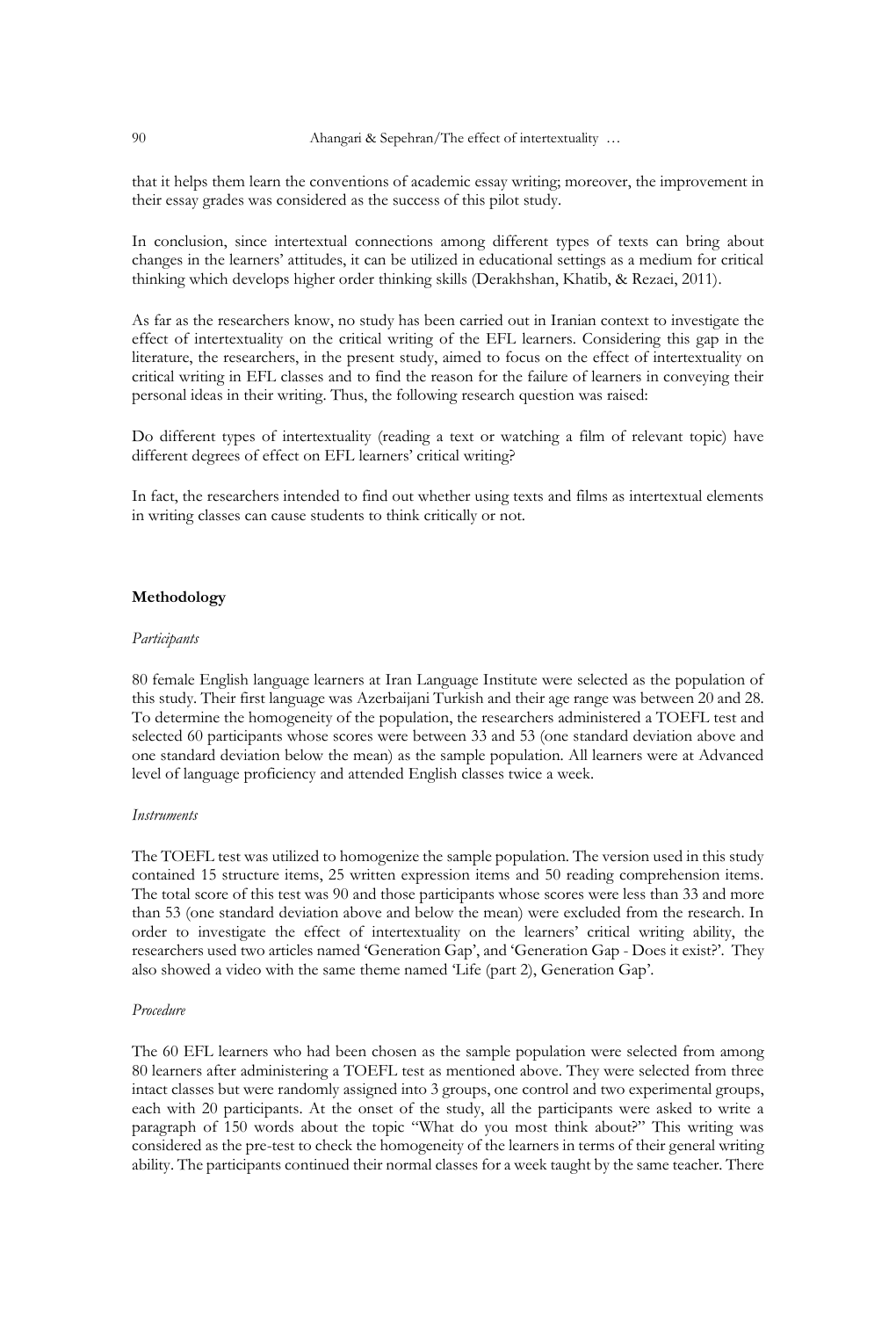that it helps them learn the conventions of academic essay writing; moreover, the improvement in their essay grades was considered as the success of this pilot study.

In conclusion, since intertextual connections among different types of texts can bring about changes in the learners' attitudes, it can be utilized in educational settings as a medium for critical thinking which develops higher order thinking skills (Derakhshan, Khatib, & Rezaei, 2011).

As far as the researchers know, no study has been carried out in Iranian context to investigate the effect of intertextuality on the critical writing of the EFL learners. Considering this gap in the literature, the researchers, in the present study, aimed to focus on the effect of intertextuality on critical writing in EFL classes and to find the reason for the failure of learners in conveying their personal ideas in their writing. Thus, the following research question was raised:

Do different types of intertextuality (reading a text or watching a film of relevant topic) have different degrees of effect on EFL learners' critical writing?

In fact, the researchers intended to find out whether using texts and films as intertextual elements in writing classes can cause students to think critically or not.

## Methodology

### *Participants*

80 female English language learners at Iran Language Institute were selected as the population of this study. Their first language was Azerbaijani Turkish and their age range was between 20 and 28. To determine the homogeneity of the population, the researchers administered a TOEFL test and selected 60 participants whose scores were between 33 and 53 (one standard deviation above and one standard deviation below the mean) as the sample population. All learners were at Advanced level of language proficiency and attended English classes twice a week.

### *Instruments*

The TOEFL test was utilized to homogenize the sample population. The version used in this study contained 15 structure items, 25 written expression items and 50 reading comprehension items. The total score of this test was 90 and those participants whose scores were less than 33 and more than 53 (one standard deviation above and below the mean) were excluded from the research. In order to investigate the effect of intertextuality on the learners' critical writing ability, the researchers used two articles named 'Generation Gap', and 'Generation Gap - Does it exist?'. They also showed a video with the same theme named 'Life (part 2), Generation Gap'.

### *Procedure*

The 60 EFL learners who had been chosen as the sample population were selected from among 80 learners after administering a TOEFL test as mentioned above. They were selected from three intact classes but were randomly assigned into 3 groups, one control and two experimental groups, each with 20 participants. At the onset of the study, all the participants were asked to write a paragraph of 150 words about the topic "What do you most think about?" This writing was considered as the pre-test to check the homogeneity of the learners in terms of their general writing ability. The participants continued their normal classes for a week taught by the same teacher. There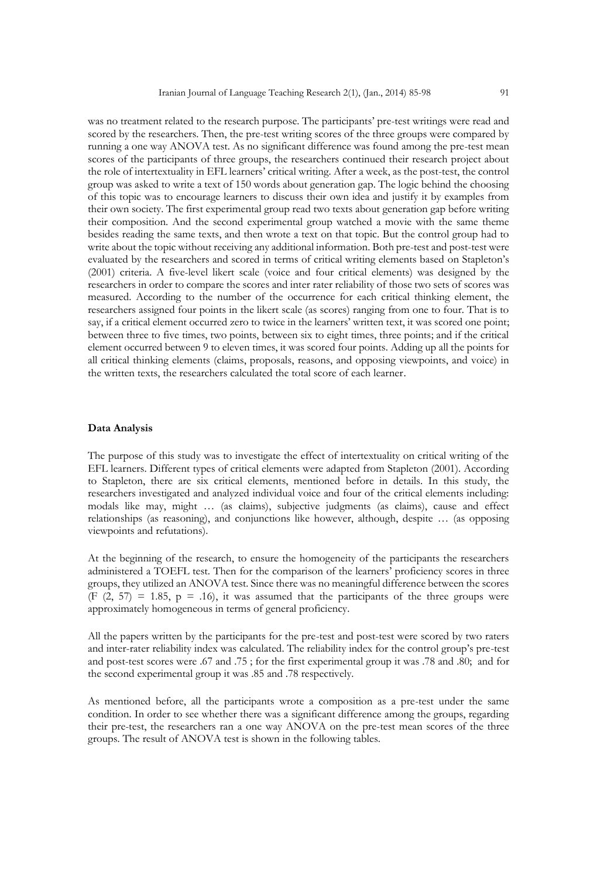was no treatment related to the research purpose. The participants' pre-test writings were read and scored by the researchers. Then, the pre-test writing scores of the three groups were compared by running a one way ANOVA test. As no significant difference was found among the pre-test mean scores of the participants of three groups, the researchers continued their research project about the role of intertextuality in EFL learners' critical writing. After a week, as the post-test, the control group was asked to write a text of 150 words about generation gap. The logic behind the choosing of this topic was to encourage learners to discuss their own idea and justify it by examples from their own society. The first experimental group read two texts about generation gap before writing their composition. And the second experimental group watched a movie with the same theme besides reading the same texts, and then wrote a text on that topic. But the control group had to write about the topic without receiving any additional information. Both pre-test and post-test were evaluated by the researchers and scored in terms of critical writing elements based on Stapleton's (2001) criteria. A five-level likert scale (voice and four critical elements) was designed by the researchers in order to compare the scores and inter rater reliability of those two sets of scores was measured. According to the number of the occurrence for each critical thinking element, the researchers assigned four points in the likert scale (as scores) ranging from one to four. That is to say, if a critical element occurred zero to twice in the learners' written text, it was scored one point; between three to five times, two points, between six to eight times, three points; and if the critical element occurred between 9 to eleven times, it was scored four points. Adding up all the points for all critical thinking elements (claims, proposals, reasons, and opposing viewpoints, and voice) in the written texts, the researchers calculated the total score of each learner.

### Data Analysis

The purpose of this study was to investigate the effect of intertextuality on critical writing of the EFL learners. Different types of critical elements were adapted from Stapleton (2001). According to Stapleton, there are six critical elements, mentioned before in details. In this study, the researchers investigated and analyzed individual voice and four of the critical elements including: modals like may, might … (as claims), subjective judgments (as claims), cause and effect relationships (as reasoning), and conjunctions like however, although, despite … (as opposing viewpoints and refutations).

At the beginning of the research, to ensure the homogeneity of the participants the researchers administered a TOEFL test. Then for the comparison of the learners' proficiency scores in three groups, they utilized an ANOVA test. Since there was no meaningful difference between the scores ($F(2, 57) = 1.85$, $p = .16$), it was assumed that the participants of the three groups were approximately homogeneous in terms of general proficiency.

All the papers written by the participants for the pre-test and post-test were scored by two raters and inter-rater reliability index was calculated. The reliability index for the control group's pre-test and post-test scores were .67 and .75 ; for the first experimental group it was .78 and .80; and for the second experimental group it was .85 and .78 respectively.

As mentioned before, all the participants wrote a composition as a pre-test under the same condition. In order to see whether there was a significant difference among the groups, regarding their pre-test, the researchers ran a one way ANOVA on the pre-test mean scores of the three groups. The result of ANOVA test is shown in the following tables.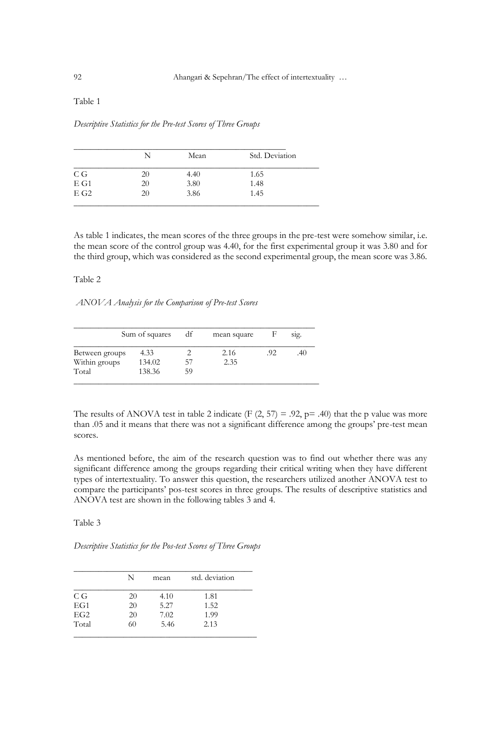Table 1

*Descriptive Statistics for the Pre-test Scores of Three Groups*

| | N | Mean | Std. Deviation |
|---|---|---|---|
| C G | 20 | 4.40 | 1.65 |
| E G1 | 20 | 3.80 | 1.48 |
| E G2 | 20 | 3.86 | 1.45 |

As table 1 indicates, the mean scores of the three groups in the pre-test were somehow similar, i.e. the mean score of the control group was 4.40, for the first experimental group it was 3.80 and for the third group, which was considered as the second experimental group, the mean score was 3.86.

Table 2

*ANOVA Analysis for the Comparison of Pre-test Scores*

| | Sum of squares | df | mean square | F | sig. |
|---|---|---|---|---|---|
| Between groups | 4.33 | 2 | 2.16 | .92 | .40 |
| Within groups | 134.02 | 57 | 2.35 | | |
| Total | 138.36 | 59 | | | |

The results of ANOVA test in table 2 indicate ($F(2, 57) = .92$, $p = .40$) that the p value was more than .05 and it means that there was not a significant difference among the groups' pre-test mean scores.

As mentioned before, the aim of the research question was to find out whether there was any significant difference among the groups regarding their critical writing when they have different types of intertextuality. To answer this question, the researchers utilized another ANOVA test to compare the participants' pos-test scores in three groups. The results of descriptive statistics and ANOVA test are shown in the following tables 3 and 4.

Table 3

*Descriptive Statistics for the Pos-test Scores of Three Groups*

| | N | mean | std. deviation |
|---|---|---|---|
| C G | 20 | 4.10 | 1.81 |
| EG1 | 20 | 5.27 | 1.52 |
| EG2 | 20 | 7.02 | 1.99 |
| Total | 60 | 5.46 | 2.13 |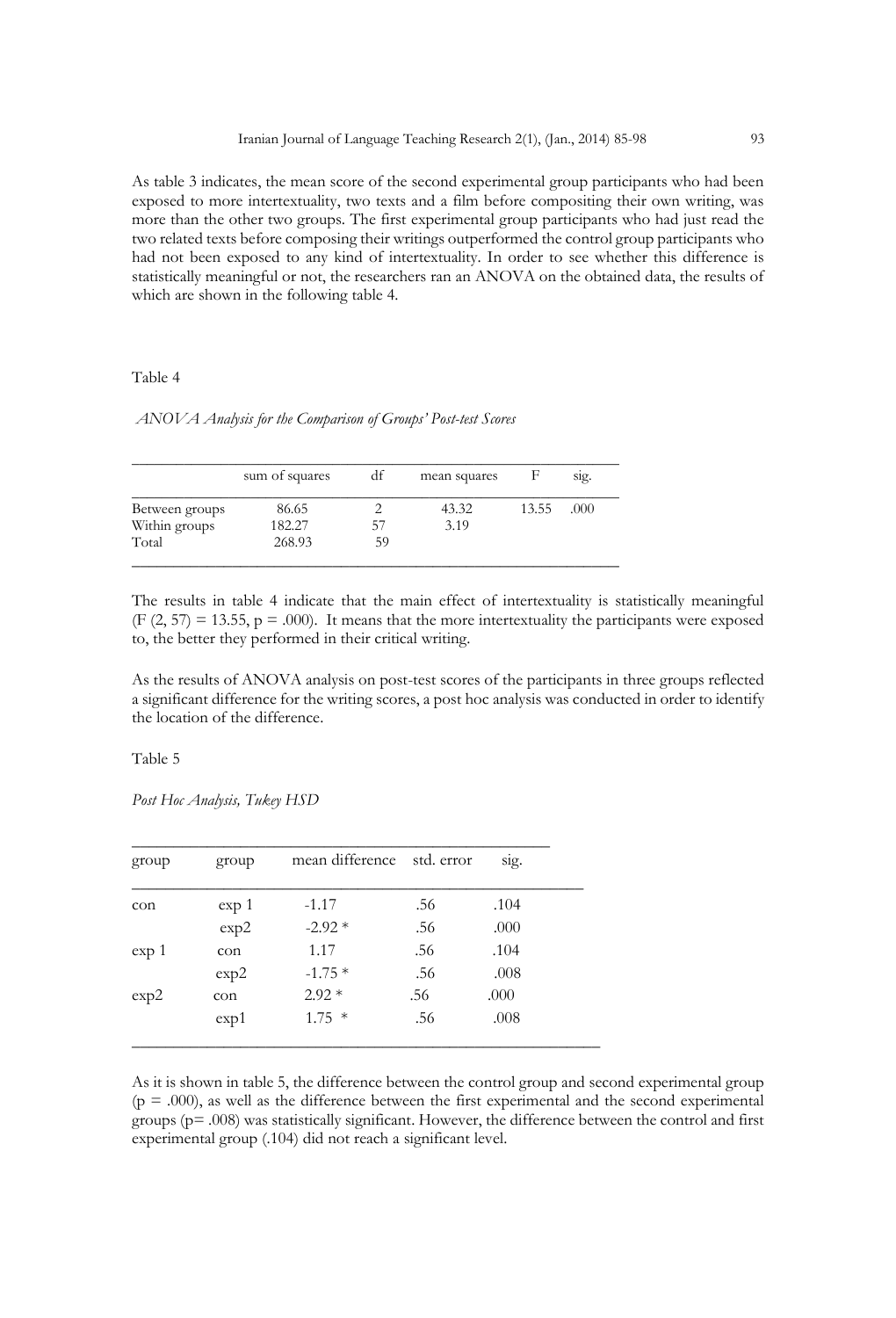As table 3 indicates, the mean score of the second experimental group participants who had been exposed to more intertextuality, two texts and a film before compositing their own writing, was more than the other two groups. The first experimental group participants who had just read the two related texts before composing their writings outperformed the control group participants who had not been exposed to any kind of intertextuality. In order to see whether this difference is statistically meaningful or not, the researchers ran an ANOVA on the obtained data, the results of which are shown in the following table 4.

Table 4

*ANOVA Analysis for the Comparison of Groups' Post-test Scores*

| | sum of squares | df | mean squares | F | sig. |
|---|---|---|---|---|---|
| Between groups | 86.65 | 2 | 43.32 | 13.55 | .000 |
| Within groups | 182.27 | 57 | 3.19 | | |
| Total | 268.93 | 59 | | | |

The results in table 4 indicate that the main effect of intertextuality is statistically meaningful ($F(2, 57) = 13.55$, $p = .000$). It means that the more intertextuality the participants were exposed to, the better they performed in their critical writing.

As the results of ANOVA analysis on post-test scores of the participants in three groups reflected a significant difference for the writing scores, a post hoc analysis was conducted in order to identify the location of the difference.

Table 5

*Post Hoc Analysis, Tukey HSD*

| group | group | mean difference | std. error | sig. |
|---|---|---|---|---|
| con | exp 1 | -1.17 | .56 | .104 |
| | exp2 | -2.92 * | .56 | .000 |
| exp 1 | con | 1.17 | .56 | .104 |
| | exp2 | -1.75 * | .56 | .008 |
| exp2 | con | 2.92 * | .56 | .000 |
| | exp1 | 1.75 * | .56 | .008 |

As it is shown in table 5, the difference between the control group and second experimental group ($p = .000$), as well as the difference between the first experimental and the second experimental groups ($p = .008$) was statistically significant. However, the difference between the control and first experimental group (.104) did not reach a significant level.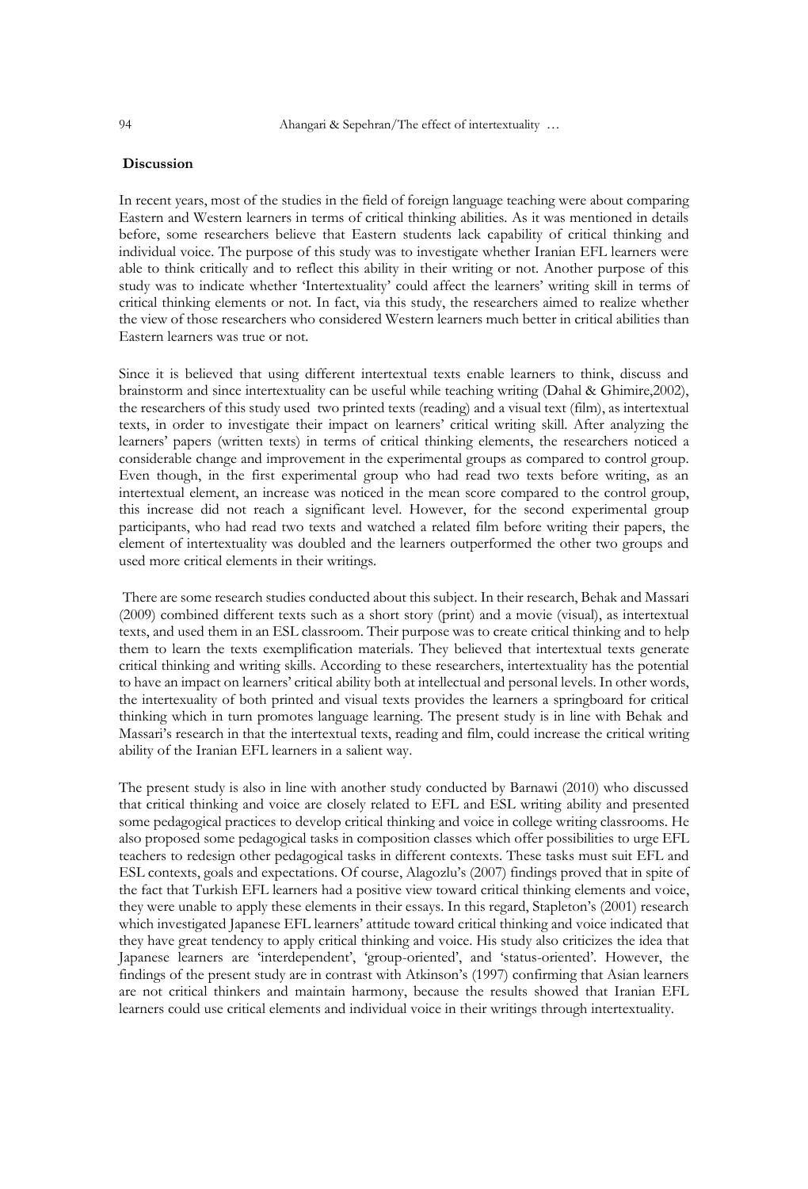## Discussion

In recent years, most of the studies in the field of foreign language teaching were about comparing Eastern and Western learners in terms of critical thinking abilities. As it was mentioned in details before, some researchers believe that Eastern students lack capability of critical thinking and individual voice. The purpose of this study was to investigate whether Iranian EFL learners were able to think critically and to reflect this ability in their writing or not. Another purpose of this study was to indicate whether 'Intertextuality' could affect the learners' writing skill in terms of critical thinking elements or not. In fact, via this study, the researchers aimed to realize whether the view of those researchers who considered Western learners much better in critical abilities than Eastern learners was true or not.

Since it is believed that using different intertextual texts enable learners to think, discuss and brainstorm and since intertextuality can be useful while teaching writing (Dahal & Ghimire,2002), the researchers of this study used two printed texts (reading) and a visual text (film), as intertextual texts, in order to investigate their impact on learners' critical writing skill. After analyzing the learners' papers (written texts) in terms of critical thinking elements, the researchers noticed a considerable change and improvement in the experimental groups as compared to control group. Even though, in the first experimental group who had read two texts before writing, as an intertextual element, an increase was noticed in the mean score compared to the control group, this increase did not reach a significant level. However, for the second experimental group participants, who had read two texts and watched a related film before writing their papers, the element of intertextuality was doubled and the learners outperformed the other two groups and used more critical elements in their writings.

There are some research studies conducted about this subject. In their research, Behak and Massari (2009) combined different texts such as a short story (print) and a movie (visual), as intertextual texts, and used them in an ESL classroom. Their purpose was to create critical thinking and to help them to learn the texts exemplification materials. They believed that intertextual texts generate critical thinking and writing skills. According to these researchers, intertextuality has the potential to have an impact on learners' critical ability both at intellectual and personal levels. In other words, the intertexuality of both printed and visual texts provides the learners a springboard for critical thinking which in turn promotes language learning. The present study is in line with Behak and Massari's research in that the intertextual texts, reading and film, could increase the critical writing ability of the Iranian EFL learners in a salient way.

The present study is also in line with another study conducted by Barnawi (2010) who discussed that critical thinking and voice are closely related to EFL and ESL writing ability and presented some pedagogical practices to develop critical thinking and voice in college writing classrooms. He also proposed some pedagogical tasks in composition classes which offer possibilities to urge EFL teachers to redesign other pedagogical tasks in different contexts. These tasks must suit EFL and ESL contexts, goals and expectations. Of course, Alagozlu's (2007) findings proved that in spite of the fact that Turkish EFL learners had a positive view toward critical thinking elements and voice, they were unable to apply these elements in their essays. In this regard, Stapleton's (2001) research which investigated Japanese EFL learners' attitude toward critical thinking and voice indicated that they have great tendency to apply critical thinking and voice. His study also criticizes the idea that Japanese learners are 'interdependent', 'group-oriented', and 'status-oriented'. However, the findings of the present study are in contrast with Atkinson's (1997) confirming that Asian learners are not critical thinkers and maintain harmony, because the results showed that Iranian EFL learners could use critical elements and individual voice in their writings through intertextuality.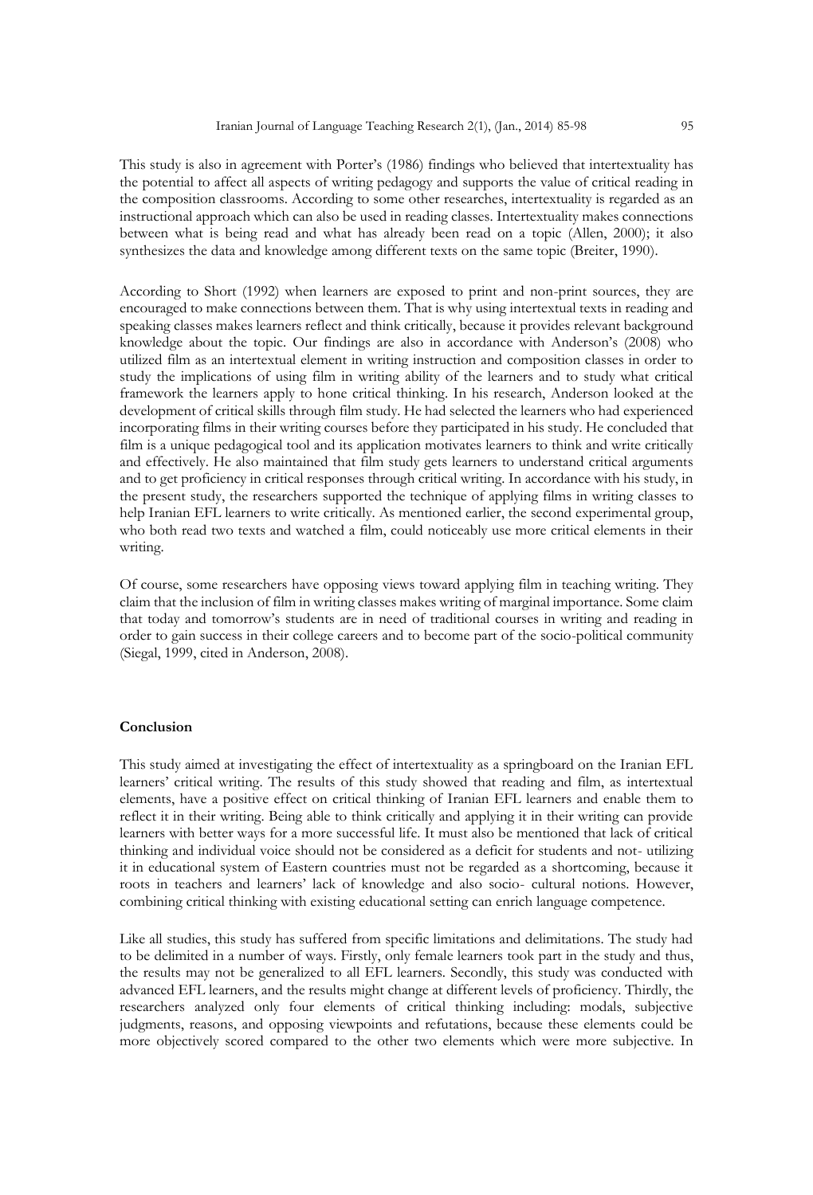This study is also in agreement with Porter's (1986) findings who believed that intertextuality has the potential to affect all aspects of writing pedagogy and supports the value of critical reading in the composition classrooms. According to some other researches, intertextuality is regarded as an instructional approach which can also be used in reading classes. Intertextuality makes connections between what is being read and what has already been read on a topic (Allen, 2000); it also synthesizes the data and knowledge among different texts on the same topic (Breiter, 1990).

According to Short (1992) when learners are exposed to print and non-print sources, they are encouraged to make connections between them. That is why using intertextual texts in reading and speaking classes makes learners reflect and think critically, because it provides relevant background knowledge about the topic. Our findings are also in accordance with Anderson's (2008) who utilized film as an intertextual element in writing instruction and composition classes in order to study the implications of using film in writing ability of the learners and to study what critical framework the learners apply to hone critical thinking. In his research, Anderson looked at the development of critical skills through film study. He had selected the learners who had experienced incorporating films in their writing courses before they participated in his study. He concluded that film is a unique pedagogical tool and its application motivates learners to think and write critically and effectively. He also maintained that film study gets learners to understand critical arguments and to get proficiency in critical responses through critical writing. In accordance with his study, in the present study, the researchers supported the technique of applying films in writing classes to help Iranian EFL learners to write critically. As mentioned earlier, the second experimental group, who both read two texts and watched a film, could noticeably use more critical elements in their writing.

Of course, some researchers have opposing views toward applying film in teaching writing. They claim that the inclusion of film in writing classes makes writing of marginal importance. Some claim that today and tomorrow's students are in need of traditional courses in writing and reading in order to gain success in their college careers and to become part of the socio-political community (Siegal, 1999, cited in Anderson, 2008).

## Conclusion

This study aimed at investigating the effect of intertextuality as a springboard on the Iranian EFL learners' critical writing. The results of this study showed that reading and film, as intertextual elements, have a positive effect on critical thinking of Iranian EFL learners and enable them to reflect it in their writing. Being able to think critically and applying it in their writing can provide learners with better ways for a more successful life. It must also be mentioned that lack of critical thinking and individual voice should not be considered as a deficit for students and not- utilizing it in educational system of Eastern countries must not be regarded as a shortcoming, because it roots in teachers and learners' lack of knowledge and also socio- cultural notions. However, combining critical thinking with existing educational setting can enrich language competence.

Like all studies, this study has suffered from specific limitations and delimitations. The study had to be delimited in a number of ways. Firstly, only female learners took part in the study and thus, the results may not be generalized to all EFL learners. Secondly, this study was conducted with advanced EFL learners, and the results might change at different levels of proficiency. Thirdly, the researchers analyzed only four elements of critical thinking including: modals, subjective judgments, reasons, and opposing viewpoints and refutations, because these elements could be more objectively scored compared to the other two elements which were more subjective. In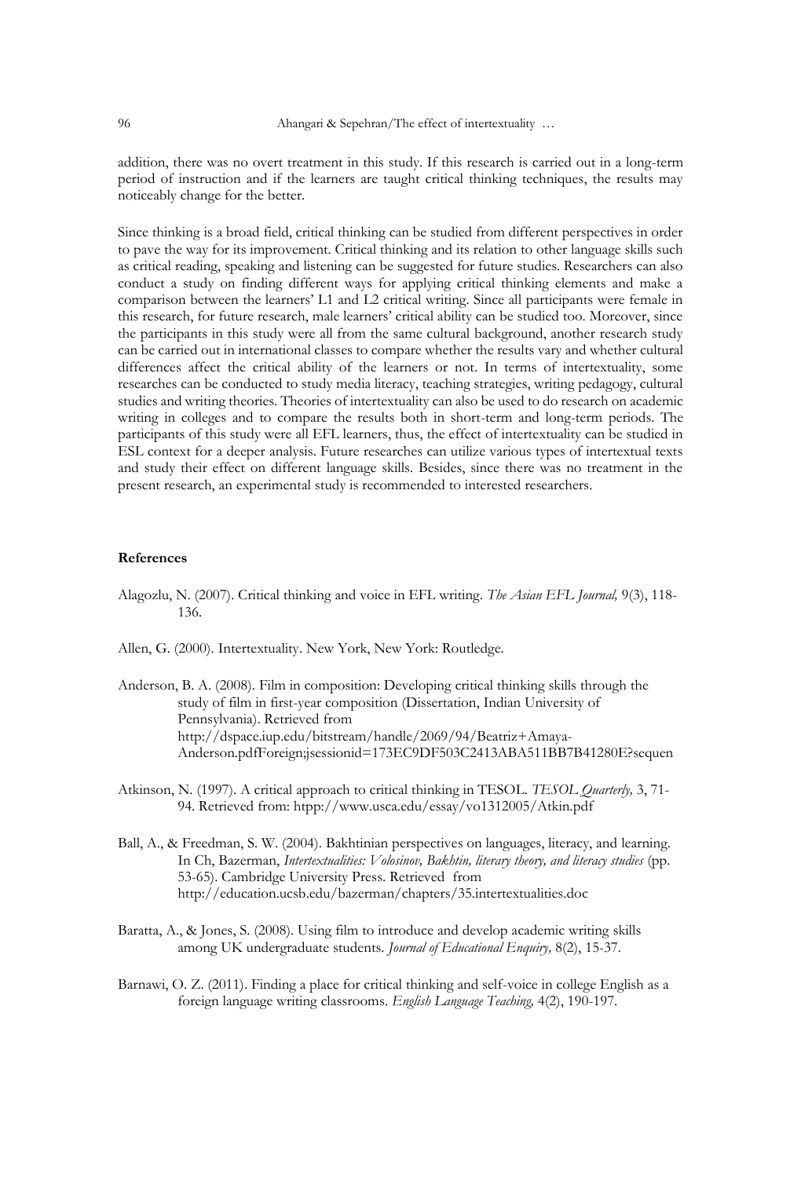addition, there was no overt treatment in this study. If this research is carried out in a long-term period of instruction and if the learners are taught critical thinking techniques, the results may noticeably change for the better.

Since thinking is a broad field, critical thinking can be studied from different perspectives in order to pave the way for its improvement. Critical thinking and its relation to other language skills such as critical reading, speaking and listening can be suggested for future studies. Researchers can also conduct a study on finding different ways for applying critical thinking elements and make a comparison between the learners' L1 and L2 critical writing. Since all participants were female in this research, for future research, male learners' critical ability can be studied too. Moreover, since the participants in this study were all from the same cultural background, another research study can be carried out in international classes to compare whether the results vary and whether cultural differences affect the critical ability of the learners or not. In terms of intertextuality, some researches can be conducted to study media literacy, teaching strategies, writing pedagogy, cultural studies and writing theories. Theories of intertextuality can also be used to do research on academic writing in colleges and to compare the results both in short-term and long-term periods. The participants of this study were all EFL learners, thus, the effect of intertextuality can be studied in ESL context for a deeper analysis. Future researches can utilize various types of intertextual texts and study their effect on different language skills. Besides, since there was no treatment in the present research, an experimental study is recommended to interested researchers.

## References

Alagozlu, N. (2007). Critical thinking and voice in EFL writing. *The Asian EFL Journal,* 9(3), 118-136.

Allen, G. (2000). Intertextuality. New York, New York: Routledge.

Anderson, B. A. (2008). Film in composition: Developing critical thinking skills through the study of film in first-year composition (Dissertation, Indian University of Pennsylvania). Retrieved from http://dspace.iup.edu/bitstream/handle/2069/94/Beatriz+Amaya-Anderson.pdfForeign;jsessionid=173EC9DF503C2413ABA511BB7B41280E?sequen

Atkinson, N. (1997). A critical approach to critical thinking in TESOL. *TESOL Quarterly,* 3, 71-94. Retrieved from: htpp://www.usca.edu/essay/vo1312005/Atkin.pdf

Ball, A., & Freedman, S. W. (2004). Bakhtinian perspectives on languages, literacy, and learning. In Ch, Bazerman, *Intertextualities: Volosinov, Bakhtin, literary theory, and literacy studies* (pp. 53-65). Cambridge University Press. Retrieved from http://education.ucsb.edu/bazerman/chapters/35.intertextualities.doc

Baratta, A., & Jones, S. (2008). Using film to introduce and develop academic writing skills among UK undergraduate students. *Journal of Educational Enquiry,* 8(2), 15-37.

Barnawi, O. Z. (2011). Finding a place for critical thinking and self-voice in college English as a foreign language writing classrooms. *English Language Teaching,* 4(2), 190-197.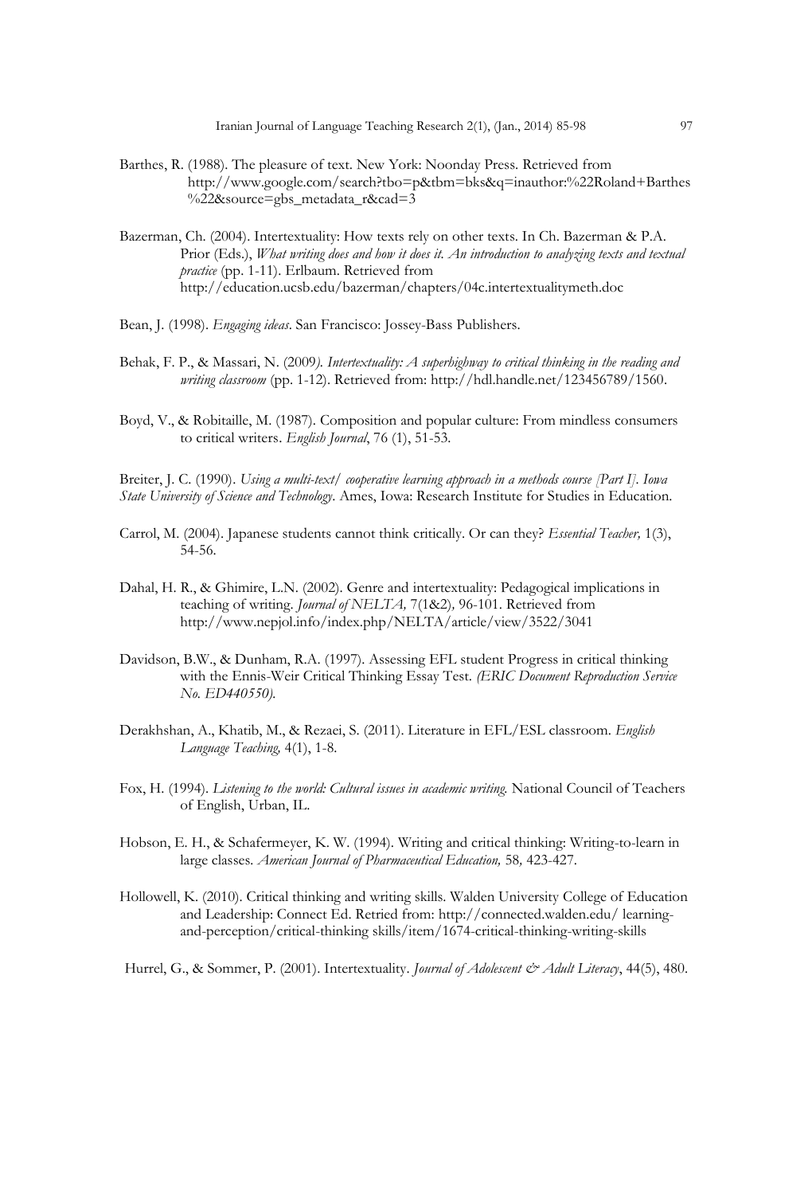Barthes, R. (1988). The pleasure of text. New York: Noonday Press. Retrieved from http://www.google.com/search?tbo=p&tbm=bks&q=inauthor:%22Roland+Barthes%22&source=gbs_metadata_r&cad=3

Bazerman, Ch. (2004). Intertextuality: How texts rely on other texts. In Ch. Bazerman & P.A. Prior (Eds.), *What writing does and how it does it. An introduction to analyzing texts and textual practice* (pp. 1-11). Erlbaum. Retrieved from http://education.ucsb.edu/bazerman/chapters/04c.intertextualitymeth.doc

Bean, J. (1998). *Engaging ideas*. San Francisco: Jossey-Bass Publishers.

Behak, F. P., & Massari, N. (2009*). Intertextuality: A superhighway to critical thinking in the reading and writing classroom* (pp. 1-12). Retrieved from: http://hdl.handle.net/123456789/1560.

Boyd, V., & Robitaille, M. (1987). Composition and popular culture: From mindless consumers to critical writers. *English Journal*, 76 (1), 51-53.

Breiter, J. C. (1990). *Using a multi-text/ cooperative learning approach in a methods course [Part I]*. *Iowa State University of Science and Technology*. Ames, Iowa: Research Institute for Studies in Education.

Carrol, M. (2004). Japanese students cannot think critically. Or can they? *Essential Teacher,* 1(3), 54-56.

Dahal, H. R., & Ghimire, L.N. (2002). Genre and intertextuality: Pedagogical implications in teaching of writing. *Journal of NELTA,* 7(1&2)*,* 96-101. Retrieved from http://www.nepjol.info/index.php/NELTA/article/view/3522/3041

Davidson, B.W., & Dunham, R.A. (1997). Assessing EFL student Progress in critical thinking with the Ennis-Weir Critical Thinking Essay Test. *(ERIC Document Reproduction Service No. ED440550).*

Derakhshan, A., Khatib, M., & Rezaei, S. (2011). Literature in EFL/ESL classroom. *English Language Teaching,* 4(1), 1-8.

Fox, H. (1994). *Listening to the world: Cultural issues in academic writing.* National Council of Teachers of English, Urban, IL.

Hobson, E. H., & Schafermeyer, K. W. (1994). Writing and critical thinking: Writing-to-learn in large classes. *American Journal of Pharmaceutical Education,* 58*,* 423-427.

Hollowell, K. (2010). Critical thinking and writing skills. Walden University College of Education and Leadership: Connect Ed. Retried from: http://connected.walden.edu/ learning-and-perception/critical-thinking skills/item/1674-critical-thinking-writing-skills

Hurrel, G., & Sommer, P. (2001). Intertextuality. *Journal of Adolescent & Adult Literacy*, 44(5), 480.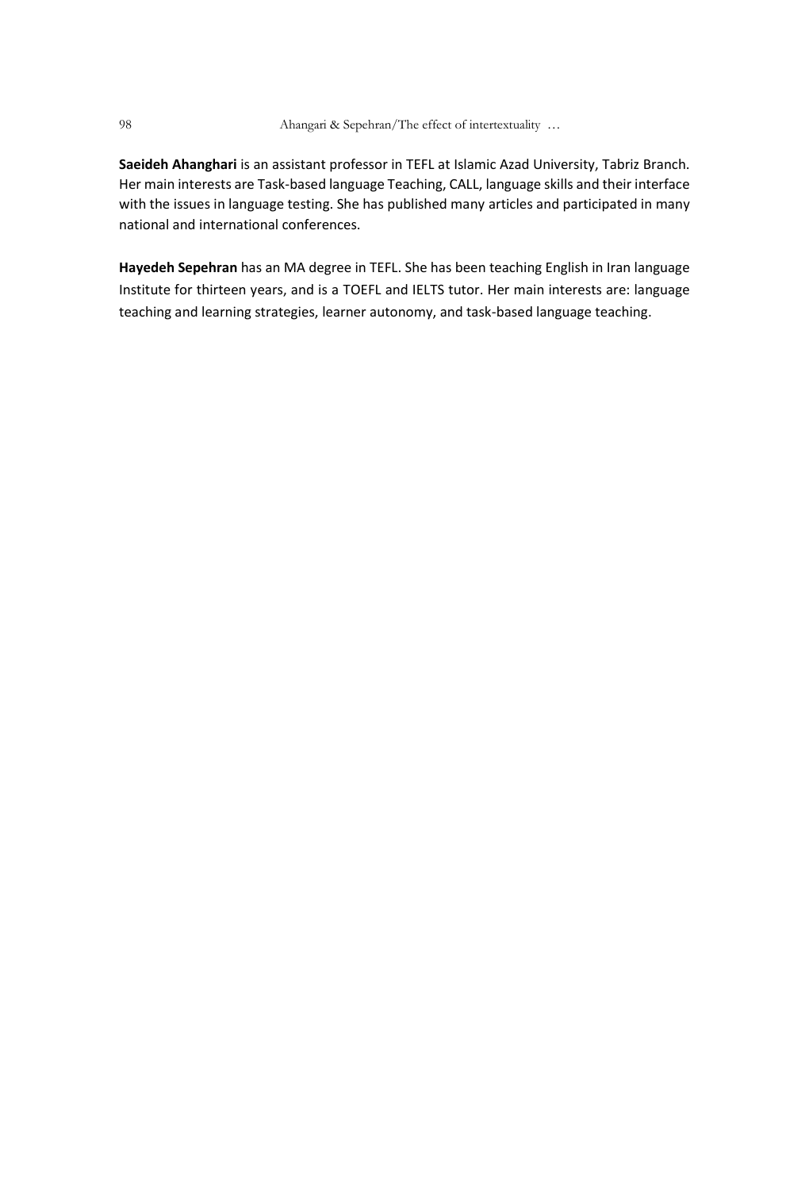**Saeideh Ahanghari** is an assistant professor in TEFL at Islamic Azad University, Tabriz Branch. Her main interests are Task-based language Teaching, CALL, language skills and their interface with the issues in language testing. She has published many articles and participated in many national and international conferences.

**Hayedeh Sepehran** has an MA degree in TEFL. She has been teaching English in Iran language Institute for thirteen years, and is a TOEFL and IELTS tutor. Her main interests are: language teaching and learning strategies, learner autonomy, and task-based language teaching.